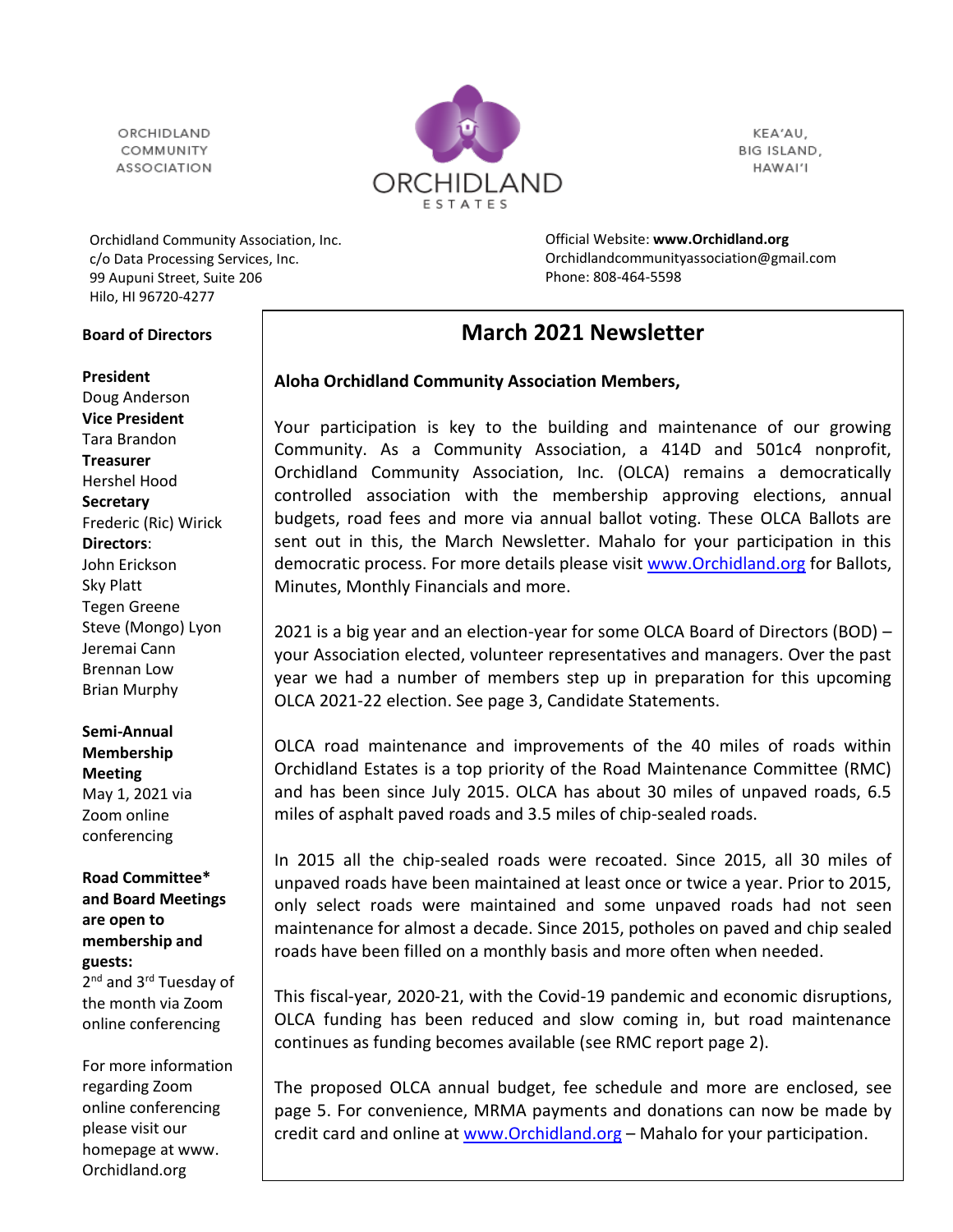ORCHIDLAND COMMUNITY ASSOCIATION

ORCHIDLAND ESTATES

KEA'AU, BIG ISLAND, HAWAI'I

Orchidland Community Association, Inc.
c/o Data Processing Services, Inc.
99 Aupuni Street, Suite 206
Hilo, HI 96720-4277

Official Website: **www.Orchidland.org**
Orchidlandcommunityassociation@gmail.com
Phone: 808-464-5598

**Board of Directors**

**President**
Doug Anderson
**Vice President**
Tara Brandon
**Treasurer**
Hershel Hood
**Secretary**
Frederic (Ric) Wirick
**Directors**:
John Erickson
Sky Platt
Tegen Greene
Steve (Mongo) Lyon
Jeremai Cann
Brennan Low
Brian Murphy

**Semi-Annual Membership Meeting**
May 1, 2021 via Zoom online conferencing

**Road Committee* and Board Meetings are open to membership and guests:**
2nd and 3rd Tuesday of the month via Zoom online conferencing

For more information regarding Zoom online conferencing please visit our homepage at www. Orchidland.org

# March 2021 Newsletter

**Aloha Orchidland Community Association Members,**

Your participation is key to the building and maintenance of our growing Community. As a Community Association, a 414D and 501c4 nonprofit, Orchidland Community Association, Inc. (OLCA) remains a democratically controlled association with the membership approving elections, annual budgets, road fees and more via annual ballot voting. These OLCA Ballots are sent out in this, the March Newsletter. Mahalo for your participation in this democratic process. For more details please visit www.Orchidland.org for Ballots, Minutes, Monthly Financials and more.

2021 is a big year and an election-year for some OLCA Board of Directors (BOD) – your Association elected, volunteer representatives and managers. Over the past year we had a number of members step up in preparation for this upcoming OLCA 2021-22 election. See page 3, Candidate Statements.

OLCA road maintenance and improvements of the 40 miles of roads within Orchidland Estates is a top priority of the Road Maintenance Committee (RMC) and has been since July 2015. OLCA has about 30 miles of unpaved roads, 6.5 miles of asphalt paved roads and 3.5 miles of chip-sealed roads.

In 2015 all the chip-sealed roads were recoated. Since 2015, all 30 miles of unpaved roads have been maintained at least once or twice a year. Prior to 2015, only select roads were maintained and some unpaved roads had not seen maintenance for almost a decade. Since 2015, potholes on paved and chip sealed roads have been filled on a monthly basis and more often when needed.

This fiscal-year, 2020-21, with the Covid-19 pandemic and economic disruptions, OLCA funding has been reduced and slow coming in, but road maintenance continues as funding becomes available (see RMC report page 2).

The proposed OLCA annual budget, fee schedule and more are enclosed, see page 5. For convenience, MRMA payments and donations can now be made by credit card and online at www.Orchidland.org – Mahalo for your participation.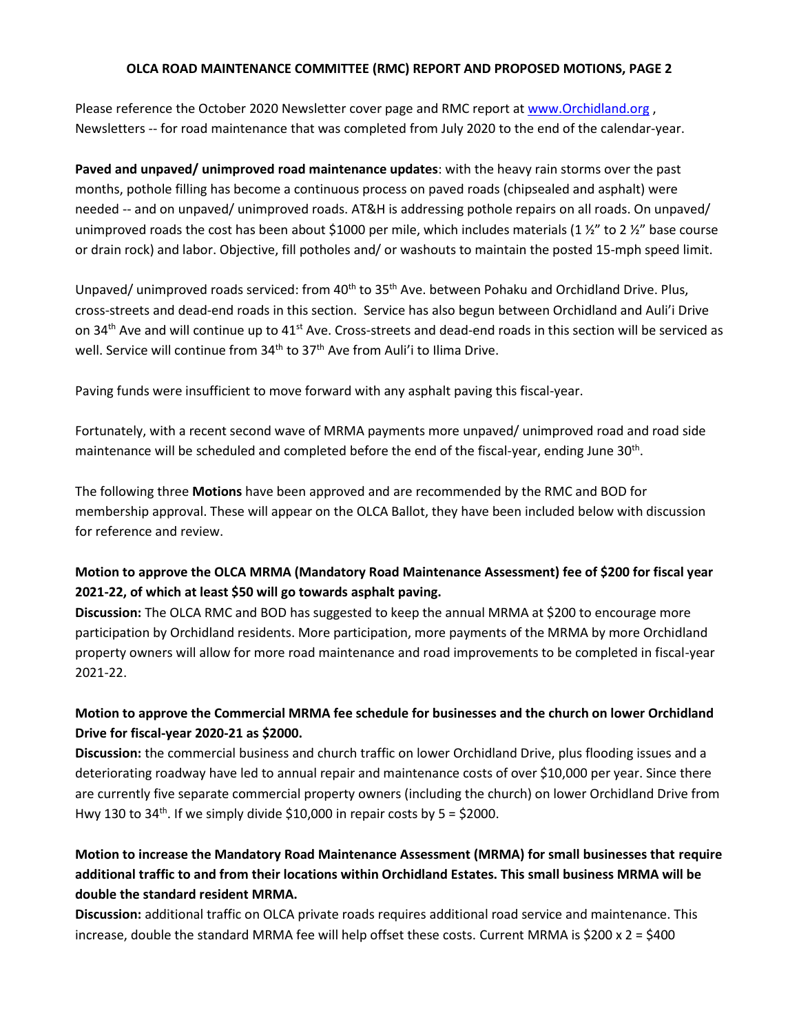# OLCA ROAD MAINTENANCE COMMITTEE (RMC) REPORT AND PROPOSED MOTIONS, PAGE 2

Please reference the October 2020 Newsletter cover page and RMC report at www.Orchidland.org , Newsletters -- for road maintenance that was completed from July 2020 to the end of the calendar-year.

**Paved and unpaved/ unimproved road maintenance updates**: with the heavy rain storms over the past months, pothole filling has become a continuous process on paved roads (chipsealed and asphalt) were needed -- and on unpaved/ unimproved roads. AT&H is addressing pothole repairs on all roads. On unpaved/ unimproved roads the cost has been about $1000 per mile, which includes materials (1 ½" to 2 ½" base course or drain rock) and labor. Objective, fill potholes and/ or washouts to maintain the posted 15-mph speed limit.

Unpaved/ unimproved roads serviced: from 40th to 35th Ave. between Pohaku and Orchidland Drive. Plus, cross-streets and dead-end roads in this section. Service has also begun between Orchidland and Auli'i Drive on 34th Ave and will continue up to 41st Ave. Cross-streets and dead-end roads in this section will be serviced as well. Service will continue from 34th to 37th Ave from Auli'i to Ilima Drive.

Paving funds were insufficient to move forward with any asphalt paving this fiscal-year.

Fortunately, with a recent second wave of MRMA payments more unpaved/ unimproved road and road side maintenance will be scheduled and completed before the end of the fiscal-year, ending June 30th.

The following three **Motions** have been approved and are recommended by the RMC and BOD for membership approval. These will appear on the OLCA Ballot, they have been included below with discussion for reference and review.

**Motion to approve the OLCA MRMA (Mandatory Road Maintenance Assessment) fee of $200 for fiscal year 2021-22, of which at least $50 will go towards asphalt paving.**

**Discussion:** The OLCA RMC and BOD has suggested to keep the annual MRMA at $200 to encourage more participation by Orchidland residents. More participation, more payments of the MRMA by more Orchidland property owners will allow for more road maintenance and road improvements to be completed in fiscal-year 2021-22.

**Motion to approve the Commercial MRMA fee schedule for businesses and the church on lower Orchidland Drive for fiscal-year 2020-21 as $2000.**

**Discussion:** the commercial business and church traffic on lower Orchidland Drive, plus flooding issues and a deteriorating roadway have led to annual repair and maintenance costs of over $10,000 per year. Since there are currently five separate commercial property owners (including the church) on lower Orchidland Drive from Hwy 130 to 34th. If we simply divide $10,000 in repair costs by 5 = $2000.

**Motion to increase the Mandatory Road Maintenance Assessment (MRMA) for small businesses that require additional traffic to and from their locations within Orchidland Estates. This small business MRMA will be double the standard resident MRMA.**

**Discussion:** additional traffic on OLCA private roads requires additional road service and maintenance. This increase, double the standard MRMA fee will help offset these costs. Current MRMA is $200 x 2 = $400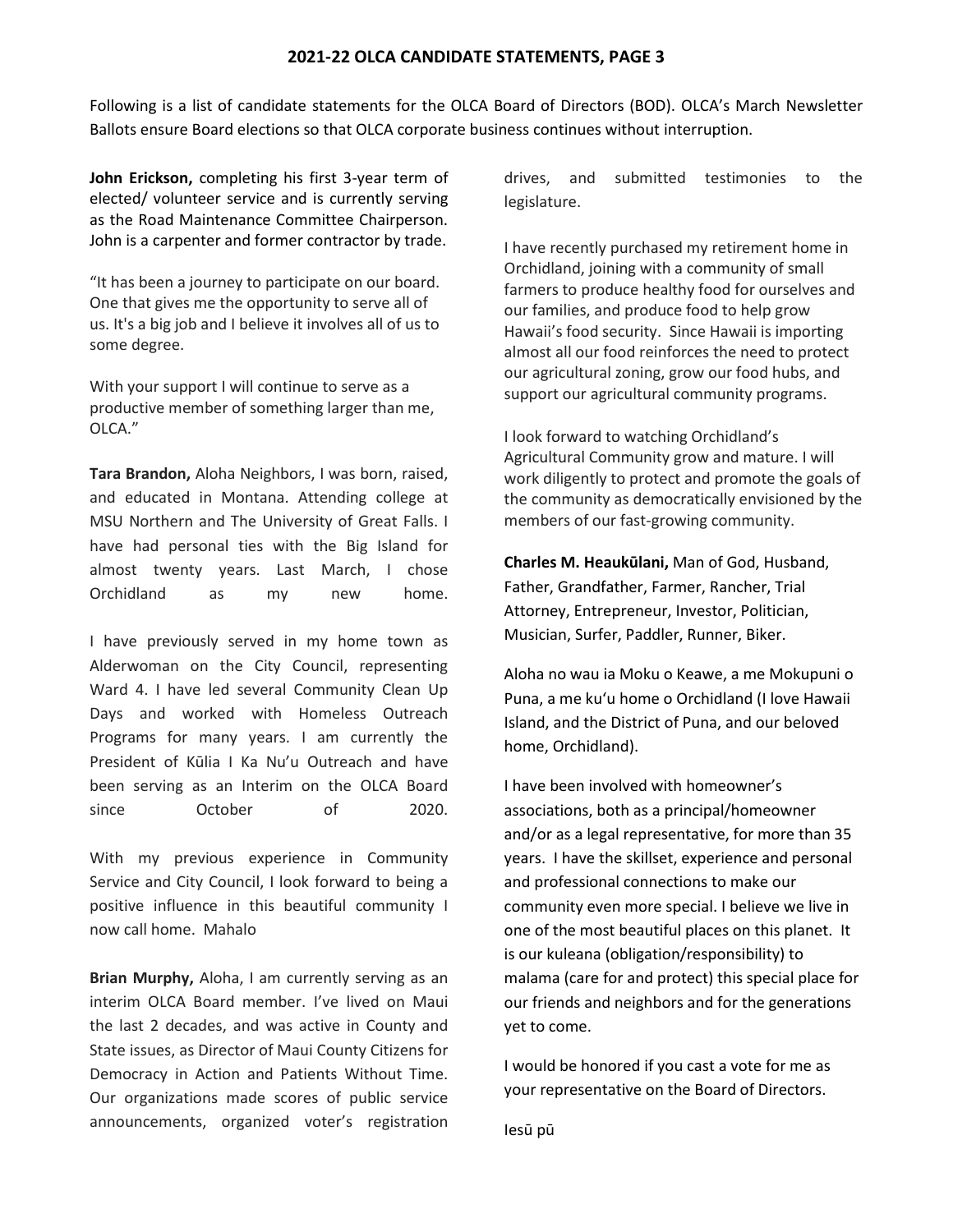## 2021-22 OLCA CANDIDATE STATEMENTS, PAGE 3

Following is a list of candidate statements for the OLCA Board of Directors (BOD). OLCA's March Newsletter Ballots ensure Board elections so that OLCA corporate business continues without interruption.

**John Erickson,** completing his first 3-year term of elected/ volunteer service and is currently serving as the Road Maintenance Committee Chairperson. John is a carpenter and former contractor by trade.

"It has been a journey to participate on our board. One that gives me the opportunity to serve all of us. It's a big job and I believe it involves all of us to some degree.

With your support I will continue to serve as a productive member of something larger than me, OLCA."

**Tara Brandon,** Aloha Neighbors, I was born, raised, and educated in Montana. Attending college at MSU Northern and The University of Great Falls. I have had personal ties with the Big Island for almost twenty years. Last March, I chose Orchidland as my new home.

I have previously served in my home town as Alderwoman on the City Council, representing Ward 4. I have led several Community Clean Up Days and worked with Homeless Outreach Programs for many years. I am currently the President of Kūlia I Ka Nu'u Outreach and have been serving as an Interim on the OLCA Board since October of 2020.

With my previous experience in Community Service and City Council, I look forward to being a positive influence in this beautiful community I now call home. Mahalo

**Brian Murphy,** Aloha, I am currently serving as an interim OLCA Board member. I've lived on Maui the last 2 decades, and was active in County and State issues, as Director of Maui County Citizens for Democracy in Action and Patients Without Time. Our organizations made scores of public service announcements, organized voter's registration drives, and submitted testimonies to the legislature.

I have recently purchased my retirement home in Orchidland, joining with a community of small farmers to produce healthy food for ourselves and our families, and produce food to help grow Hawaii's food security. Since Hawaii is importing almost all our food reinforces the need to protect our agricultural zoning, grow our food hubs, and support our agricultural community programs.

I look forward to watching Orchidland's Agricultural Community grow and mature. I will work diligently to protect and promote the goals of the community as democratically envisioned by the members of our fast-growing community.

**Charles M. Heaukūlani,** Man of God, Husband, Father, Grandfather, Farmer, Rancher, Trial Attorney, Entrepreneur, Investor, Politician, Musician, Surfer, Paddler, Runner, Biker.

Aloha no wau ia Moku o Keawe, a me Mokupuni o Puna, a me kuʻu home o Orchidland (I love Hawaii Island, and the District of Puna, and our beloved home, Orchidland).

I have been involved with homeowner's associations, both as a principal/homeowner and/or as a legal representative, for more than 35 years. I have the skillset, experience and personal and professional connections to make our community even more special. I believe we live in one of the most beautiful places on this planet. It is our kuleana (obligation/responsibility) to malama (care for and protect) this special place for our friends and neighbors and for the generations yet to come.

I would be honored if you cast a vote for me as your representative on the Board of Directors.

Iesū pū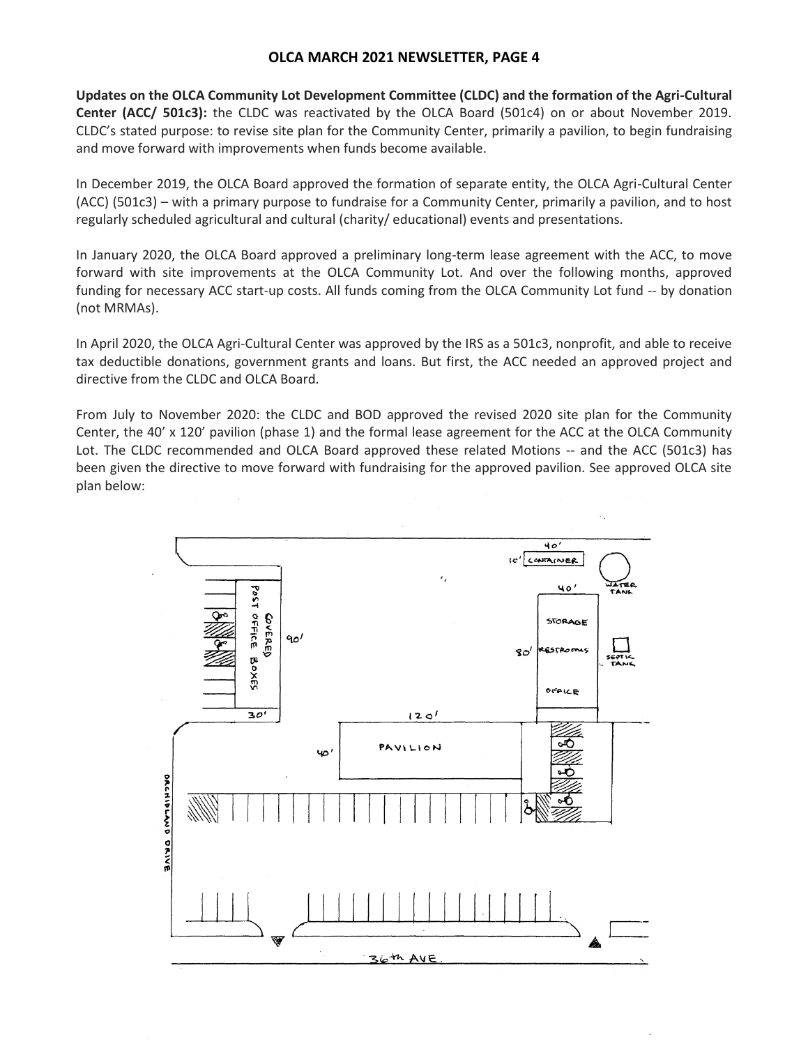**Updates on the OLCA Community Lot Development Committee (CLDC) and the formation of the Agri-Cultural Center (ACC/ 501c3):** the CLDC was reactivated by the OLCA Board (501c4) on or about November 2019. CLDC's stated purpose: to revise site plan for the Community Center, primarily a pavilion, to begin fundraising and move forward with improvements when funds become available.

In December 2019, the OLCA Board approved the formation of separate entity, the OLCA Agri-Cultural Center (ACC) (501c3) – with a primary purpose to fundraise for a Community Center, primarily a pavilion, and to host regularly scheduled agricultural and cultural (charity/ educational) events and presentations.

In January 2020, the OLCA Board approved a preliminary long-term lease agreement with the ACC, to move forward with site improvements at the OLCA Community Lot. And over the following months, approved funding for necessary ACC start-up costs. All funds coming from the OLCA Community Lot fund -- by donation (not MRMAs).

In April 2020, the OLCA Agri-Cultural Center was approved by the IRS as a 501c3, nonprofit, and able to receive tax deductible donations, government grants and loans. But first, the ACC needed an approved project and directive from the CLDC and OLCA Board.

From July to November 2020: the CLDC and BOD approved the revised 2020 site plan for the Community Center, the 40' x 120' pavilion (phase 1) and the formal lease agreement for the ACC at the OLCA Community Lot. The CLDC recommended and OLCA Board approved these related Motions -- and the ACC (501c3) has been given the directive to move forward with fundraising for the approved pavilion. See approved OLCA site plan below: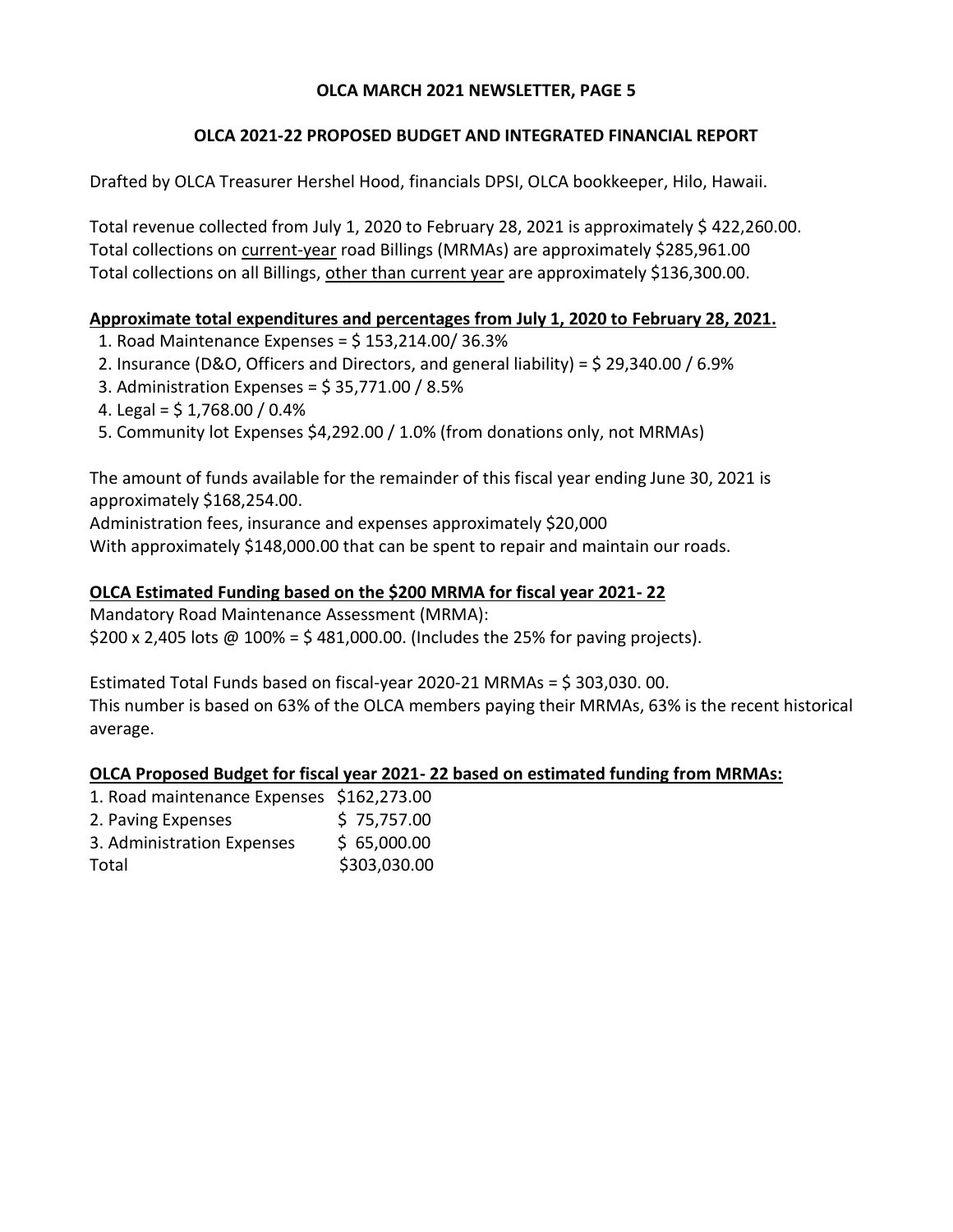**OLCA MARCH 2021 NEWSLETTER, PAGE 5**

## OLCA 2021-22 PROPOSED BUDGET AND INTEGRATED FINANCIAL REPORT

Drafted by OLCA Treasurer Hershel Hood, financials DPSI, OLCA bookkeeper, Hilo, Hawaii.

Total revenue collected from July 1, 2020 to February 28, 2021 is approximately $ 422,260.00.
Total collections on current-year road Billings (MRMAs) are approximately $285,961.00
Total collections on all Billings, other than current year are approximately $136,300.00.

**Approximate total expenditures and percentages from July 1, 2020 to February 28, 2021.**

1. Road Maintenance Expenses = $ 153,214.00/ 36.3%
2. Insurance (D&O, Officers and Directors, and general liability) = $ 29,340.00 / 6.9%
3. Administration Expenses = $ 35,771.00 / 8.5%
4. Legal = $ 1,768.00 / 0.4%
5. Community lot Expenses $4,292.00 / 1.0% (from donations only, not MRMAs)

The amount of funds available for the remainder of this fiscal year ending June 30, 2021 is approximately $168,254.00.
Administration fees, insurance and expenses approximately $20,000
With approximately $148,000.00 that can be spent to repair and maintain our roads.

**OLCA Estimated Funding based on the $200 MRMA for fiscal year 2021- 22**

Mandatory Road Maintenance Assessment (MRMA):
$200 x 2,405 lots @ 100% = $ 481,000.00. (Includes the 25% for paving projects).

Estimated Total Funds based on fiscal-year 2020-21 MRMAs = $ 303,030. 00.
This number is based on 63% of the OLCA members paying their MRMAs, 63% is the recent historical average.

**OLCA Proposed Budget for fiscal year 2021- 22 based on estimated funding from MRMAs:**

| | |
|---|---|
| 1. Road maintenance Expenses | $162,273.00 |
| 2. Paving Expenses | $ 75,757.00 |
| 3. Administration Expenses | $ 65,000.00 |
| Total | $303,030.00 |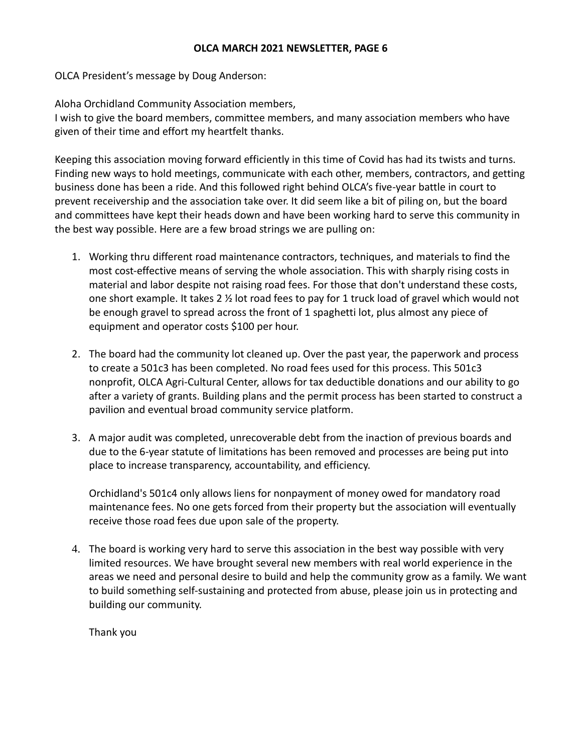OLCA President's message by Doug Anderson:

Aloha Orchidland Community Association members,
I wish to give the board members, committee members, and many association members who have given of their time and effort my heartfelt thanks.

Keeping this association moving forward efficiently in this time of Covid has had its twists and turns. Finding new ways to hold meetings, communicate with each other, members, contractors, and getting business done has been a ride. And this followed right behind OLCA's five-year battle in court to prevent receivership and the association take over. It did seem like a bit of piling on, but the board and committees have kept their heads down and have been working hard to serve this community in the best way possible. Here are a few broad strings we are pulling on:

1. Working thru different road maintenance contractors, techniques, and materials to find the most cost-effective means of serving the whole association. This with sharply rising costs in material and labor despite not raising road fees. For those that don't understand these costs, one short example. It takes 2 ½ lot road fees to pay for 1 truck load of gravel which would not be enough gravel to spread across the front of 1 spaghetti lot, plus almost any piece of equipment and operator costs $100 per hour.

2. The board had the community lot cleaned up. Over the past year, the paperwork and process to create a 501c3 has been completed. No road fees used for this process. This 501c3 nonprofit, OLCA Agri-Cultural Center, allows for tax deductible donations and our ability to go after a variety of grants. Building plans and the permit process has been started to construct a pavilion and eventual broad community service platform.

3. A major audit was completed, unrecoverable debt from the inaction of previous boards and due to the 6-year statute of limitations has been removed and processes are being put into place to increase transparency, accountability, and efficiency.

   Orchidland's 501c4 only allows liens for nonpayment of money owed for mandatory road maintenance fees. No one gets forced from their property but the association will eventually receive those road fees due upon sale of the property.

4. The board is working very hard to serve this association in the best way possible with very limited resources. We have brought several new members with real world experience in the areas we need and personal desire to build and help the community grow as a family. We want to build something self-sustaining and protected from abuse, please join us in protecting and building our community.

   Thank you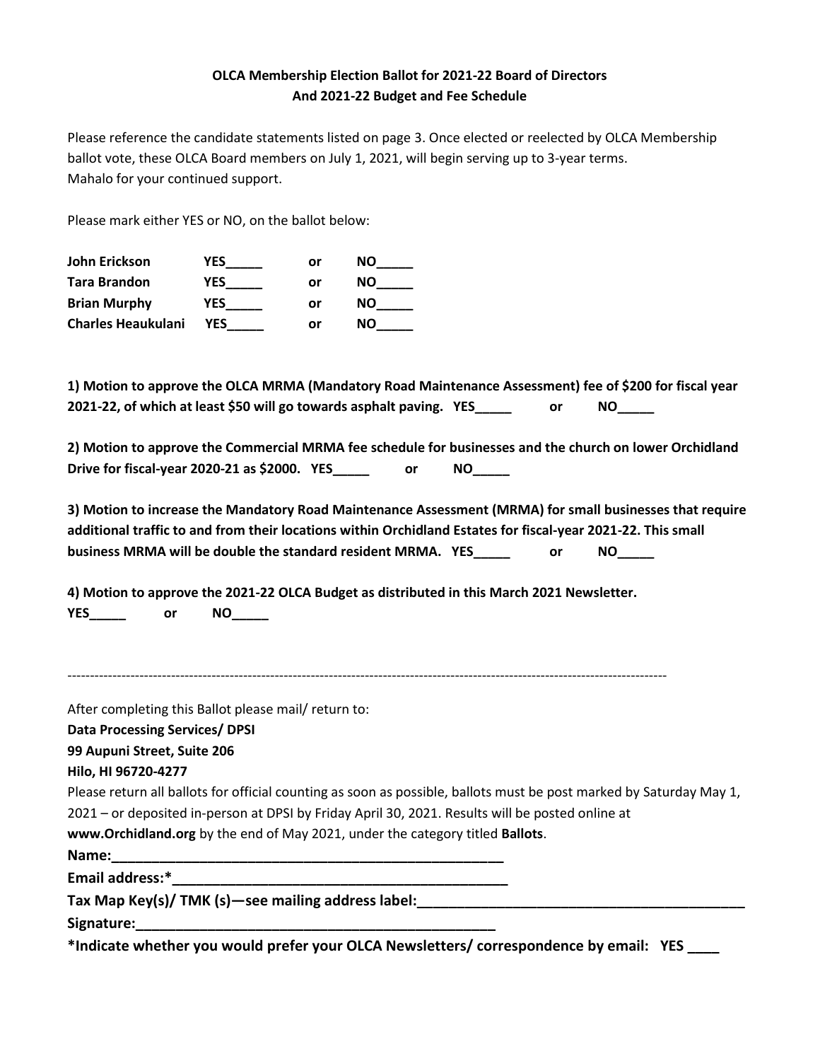**OLCA Membership Election Ballot for 2021-22 Board of Directors**
**And 2021-22 Budget and Fee Schedule**

Please reference the candidate statements listed on page 3. Once elected or reelected by OLCA Membership ballot vote, these OLCA Board members on July 1, 2021, will begin serving up to 3-year terms.
Mahalo for your continued support.

Please mark either YES or NO, on the ballot below:

| | | | |
|---|---|---|---|
| **John Erickson** | **YES_____** | **or** | **NO_____** |
| **Tara Brandon** | **YES_____** | **or** | **NO_____** |
| **Brian Murphy** | **YES_____** | **or** | **NO_____** |
| **Charles Heaukulani** | **YES_____** | **or** | **NO_____** |

**1) Motion to approve the OLCA MRMA (Mandatory Road Maintenance Assessment) fee of $200 for fiscal year 2021-22, of which at least $50 will go towards asphalt paving. YES_____ or NO_____**

**2) Motion to approve the Commercial MRMA fee schedule for businesses and the church on lower Orchidland Drive for fiscal-year 2020-21 as $2000. YES_____ or NO_____**

**3) Motion to increase the Mandatory Road Maintenance Assessment (MRMA) for small businesses that require additional traffic to and from their locations within Orchidland Estates for fiscal-year 2021-22. This small business MRMA will be double the standard resident MRMA. YES_____ or NO_____**

**4) Motion to approve the 2021-22 OLCA Budget as distributed in this March 2021 Newsletter.**
**YES_____ or NO_____**

---

After completing this Ballot please mail/ return to:
**Data Processing Services/ DPSI**
**99 Aupuni Street, Suite 206**
**Hilo, HI 96720-4277**
Please return all ballots for official counting as soon as possible, ballots must be post marked by Saturday May 1, 2021 – or deposited in-person at DPSI by Friday April 30, 2021. Results will be posted online at **www.Orchidland.org** by the end of May 2021, under the category titled **Ballots**.
**Name:_____________________________________________________**
**Email address:*_____________________________________________**
**Tax Map Key(s)/ TMK (s)—see mailing address label:__________________________________________**
**Signature:_______________________________________________**
***Indicate whether you would prefer your OLCA Newsletters/ correspondence by email: YES ____**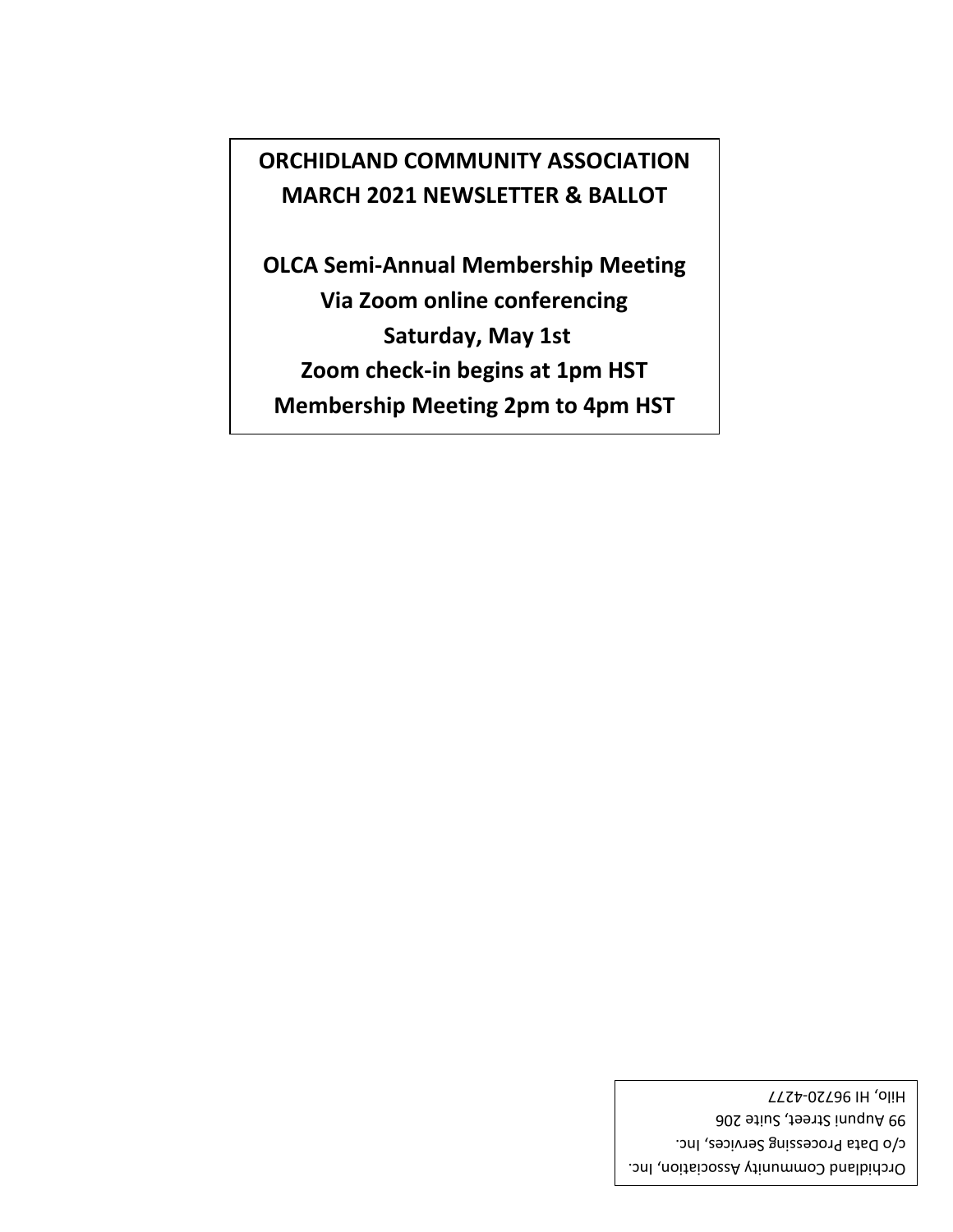**ORCHIDLAND COMMUNITY ASSOCIATION**
**MARCH 2021 NEWSLETTER & BALLOT**

**OLCA Semi-Annual Membership Meeting**
**Via Zoom online conferencing**
**Saturday, May 1st**
**Zoom check-in begins at 1pm HST**
**Membership Meeting 2pm to 4pm HST**

Orchidland Community Association, Inc.
c/o Data Processing Services, Inc.
99 Aupuni Street, Suite 206
Hilo, HI 96720-4277